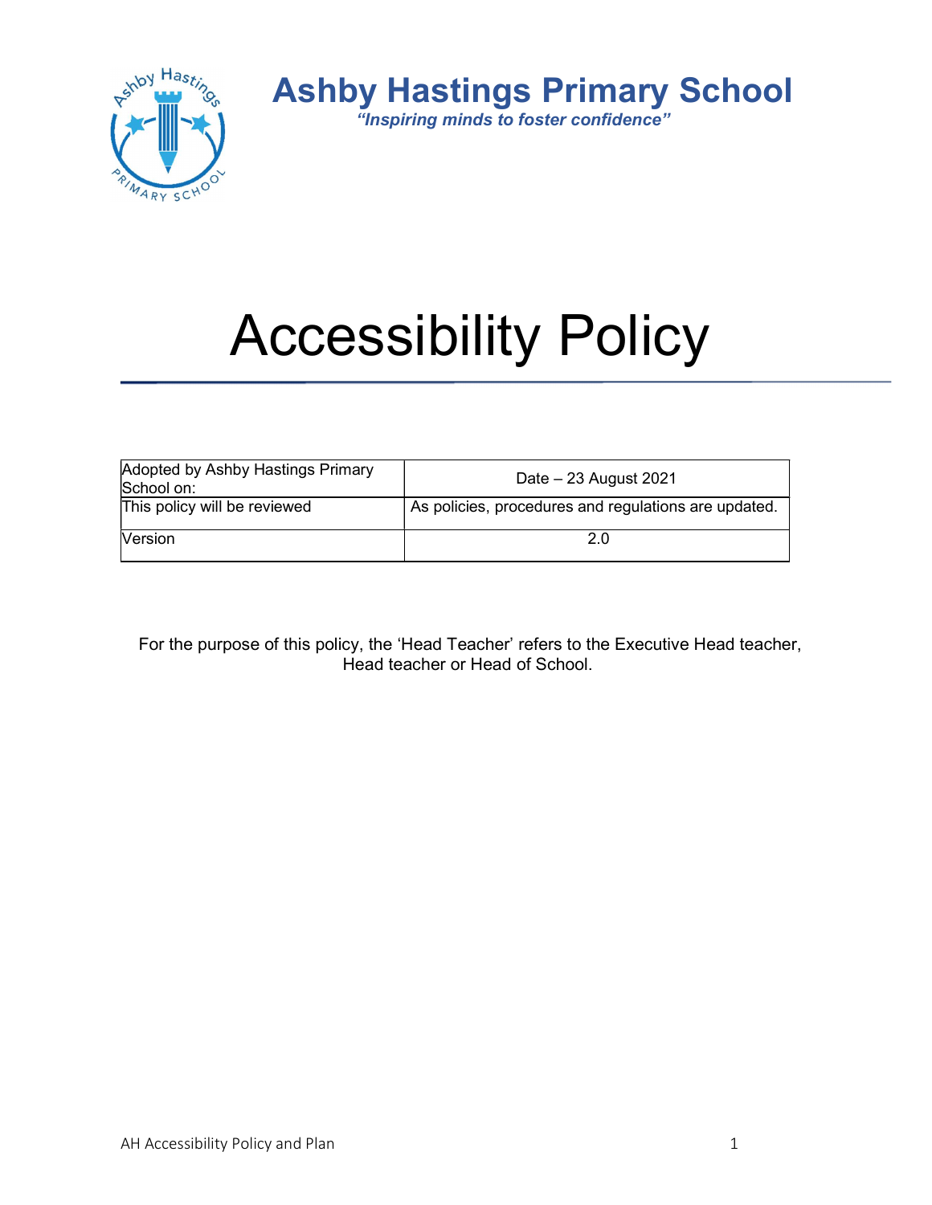# Ashby Hastings Primary School

*"Inspiring minds to foster confidence"*

# Accessibility Policy

| Adopted by Ashby Hastings Primary School on: | Date – 23 August 2021 |
|---|---|
| This policy will be reviewed | As policies, procedures and regulations are updated. |
| Version | 2.0 |

For the purpose of this policy, the 'Head Teacher' refers to the Executive Head teacher, Head teacher or Head of School.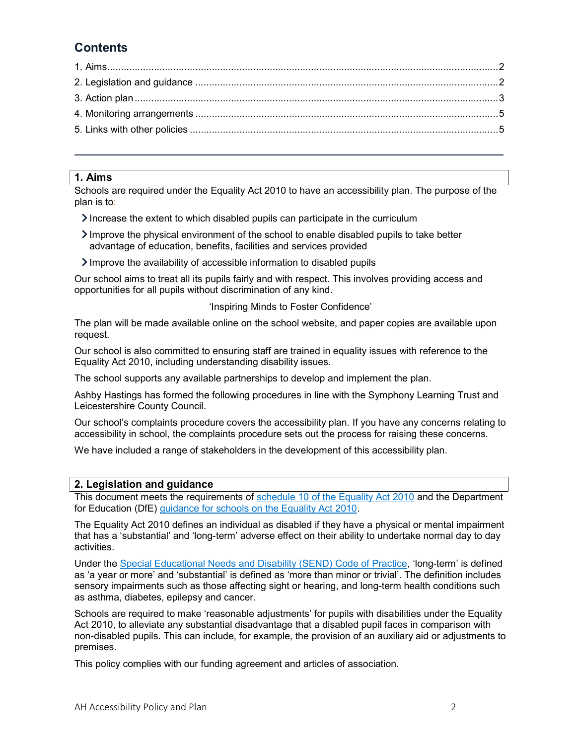## Contents

1. Aims ... 2
2. Legislation and guidance ... 2
3. Action plan ... 3
4. Monitoring arrangements ... 5
5. Links with other policies ... 5

---

## 1. Aims

Schools are required under the Equality Act 2010 to have an accessibility plan. The purpose of the plan is to:

- Increase the extent to which disabled pupils can participate in the curriculum
- Improve the physical environment of the school to enable disabled pupils to take better advantage of education, benefits, facilities and services provided
- Improve the availability of accessible information to disabled pupils

Our school aims to treat all its pupils fairly and with respect. This involves providing access and opportunities for all pupils without discrimination of any kind.

'Inspiring Minds to Foster Confidence'

The plan will be made available online on the school website, and paper copies are available upon request.

Our school is also committed to ensuring staff are trained in equality issues with reference to the Equality Act 2010, including understanding disability issues.

The school supports any available partnerships to develop and implement the plan.

Ashby Hastings has formed the following procedures in line with the Symphony Learning Trust and Leicestershire County Council.

Our school's complaints procedure covers the accessibility plan. If you have any concerns relating to accessibility in school, the complaints procedure sets out the process for raising these concerns.

We have included a range of stakeholders in the development of this accessibility plan.

## 2. Legislation and guidance

This document meets the requirements of schedule 10 of the Equality Act 2010 and the Department for Education (DfE) guidance for schools on the Equality Act 2010.

The Equality Act 2010 defines an individual as disabled if they have a physical or mental impairment that has a 'substantial' and 'long-term' adverse effect on their ability to undertake normal day to day activities.

Under the Special Educational Needs and Disability (SEND) Code of Practice, 'long-term' is defined as 'a year or more' and 'substantial' is defined as 'more than minor or trivial'. The definition includes sensory impairments such as those affecting sight or hearing, and long-term health conditions such as asthma, diabetes, epilepsy and cancer.

Schools are required to make 'reasonable adjustments' for pupils with disabilities under the Equality Act 2010, to alleviate any substantial disadvantage that a disabled pupil faces in comparison with non-disabled pupils. This can include, for example, the provision of an auxiliary aid or adjustments to premises.

This policy complies with our funding agreement and articles of association.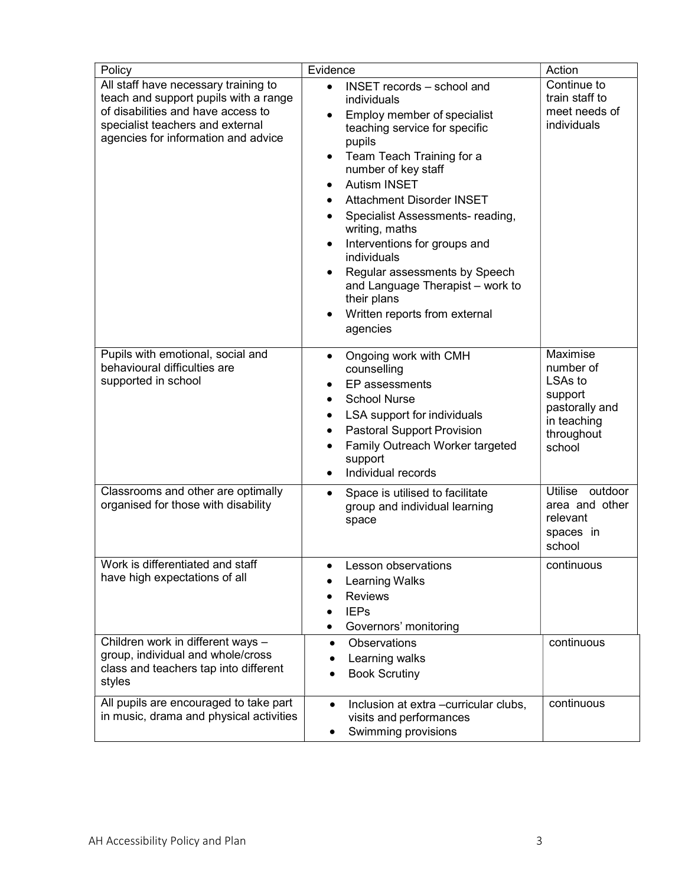| Policy | Evidence | Action |
|---|---|---|
| All staff have necessary training to teach and support pupils with a range of disabilities and have access to specialist teachers and external agencies for information and advice | • INSET records – school and individuals<br>• Employ member of specialist teaching service for specific pupils<br>• Team Teach Training for a number of key staff<br>• Autism INSET<br>• Attachment Disorder INSET<br>• Specialist Assessments- reading, writing, maths<br>• Interventions for groups and individuals<br>• Regular assessments by Speech and Language Therapist – work to their plans<br>• Written reports from external agencies | Continue to train staff to meet needs of individuals |
| Pupils with emotional, social and behavioural difficulties are supported in school | • Ongoing work with CMH counselling<br>• EP assessments<br>• School Nurse<br>• LSA support for individuals<br>• Pastoral Support Provision<br>• Family Outreach Worker targeted support<br>• Individual records | Maximise number of LSAs to support pastorally and in teaching throughout school |
| Classrooms and other are optimally organised for those with disability | • Space is utilised to facilitate group and individual learning space | Utilise outdoor area and other relevant spaces in school |
| Work is differentiated and staff have high expectations of all | • Lesson observations<br>• Learning Walks<br>• Reviews<br>• IEPs<br>• Governors' monitoring | continuous |
| Children work in different ways – group, individual and whole/cross class and teachers tap into different styles | • Observations<br>• Learning walks<br>• Book Scrutiny | continuous |
| All pupils are encouraged to take part in music, drama and physical activities | • Inclusion at extra –curricular clubs, visits and performances<br>• Swimming provisions | continuous |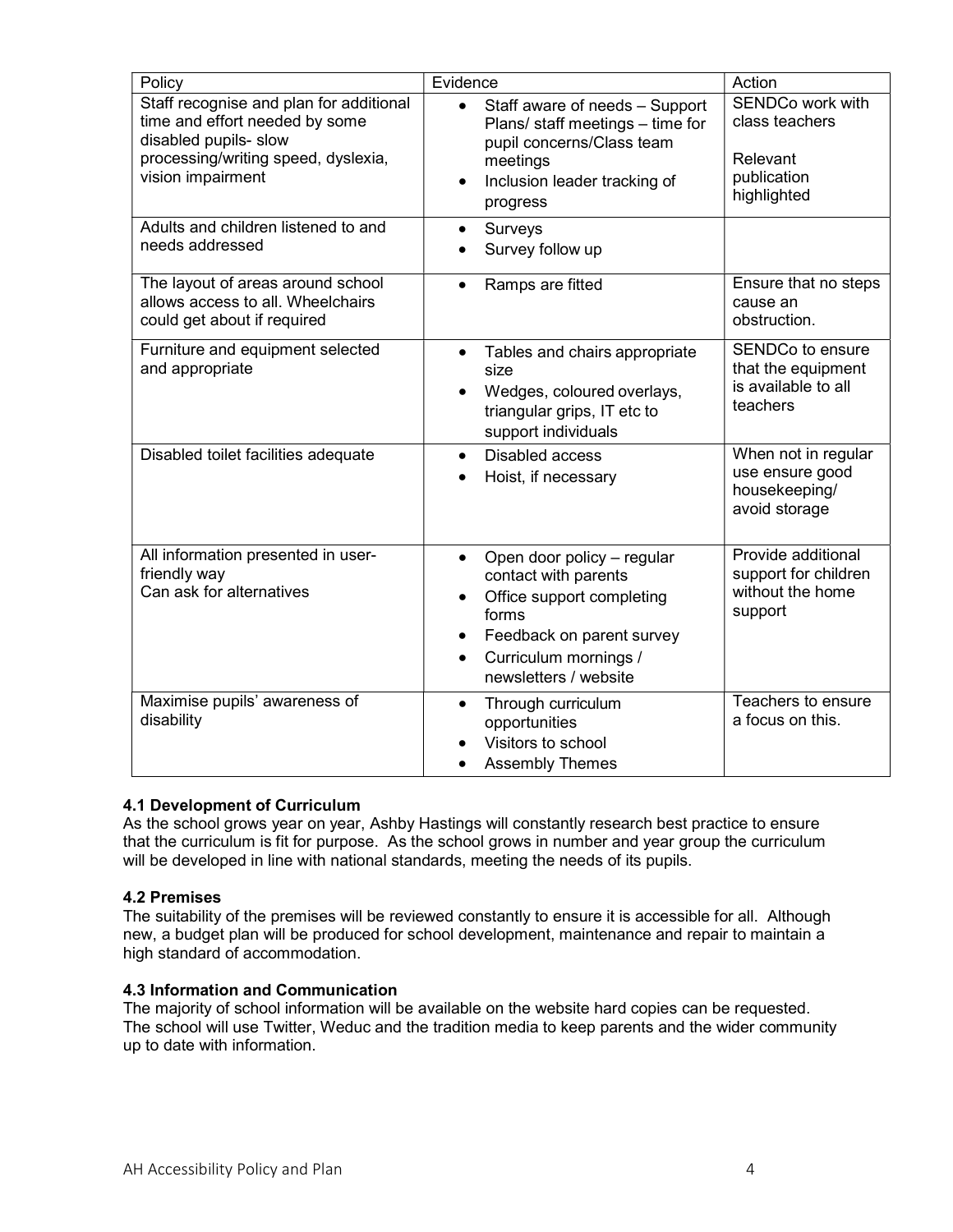| Policy | Evidence | Action |
|---|---|---|
| Staff recognise and plan for additional time and effort needed by some disabled pupils- slow processing/writing speed, dyslexia, vision impairment | • Staff aware of needs – Support Plans/ staff meetings – time for pupil concerns/Class team meetings<br>• Inclusion leader tracking of progress | SENDCo work with class teachers<br><br>Relevant publication highlighted |
| Adults and children listened to and needs addressed | • Surveys<br>• Survey follow up | |
| The layout of areas around school allows access to all. Wheelchairs could get about if required | • Ramps are fitted | Ensure that no steps cause an obstruction. |
| Furniture and equipment selected and appropriate | • Tables and chairs appropriate size<br>• Wedges, coloured overlays, triangular grips, IT etc to support individuals | SENDCo to ensure that the equipment is available to all teachers |
| Disabled toilet facilities adequate | • Disabled access<br>• Hoist, if necessary | When not in regular use ensure good housekeeping/ avoid storage |
| All information presented in user-friendly way<br>Can ask for alternatives | • Open door policy – regular contact with parents<br>• Office support completing forms<br>• Feedback on parent survey<br>• Curriculum mornings / newsletters / website | Provide additional support for children without the home support |
| Maximise pupils' awareness of disability | • Through curriculum opportunities<br>• Visitors to school<br>• Assembly Themes | Teachers to ensure a focus on this. |

### 4.1 Development of Curriculum

As the school grows year on year, Ashby Hastings will constantly research best practice to ensure that the curriculum is fit for purpose. As the school grows in number and year group the curriculum will be developed in line with national standards, meeting the needs of its pupils.

### 4.2 Premises

The suitability of the premises will be reviewed constantly to ensure it is accessible for all. Although new, a budget plan will be produced for school development, maintenance and repair to maintain a high standard of accommodation.

### 4.3 Information and Communication

The majority of school information will be available on the website hard copies can be requested. The school will use Twitter, Weduc and the tradition media to keep parents and the wider community up to date with information.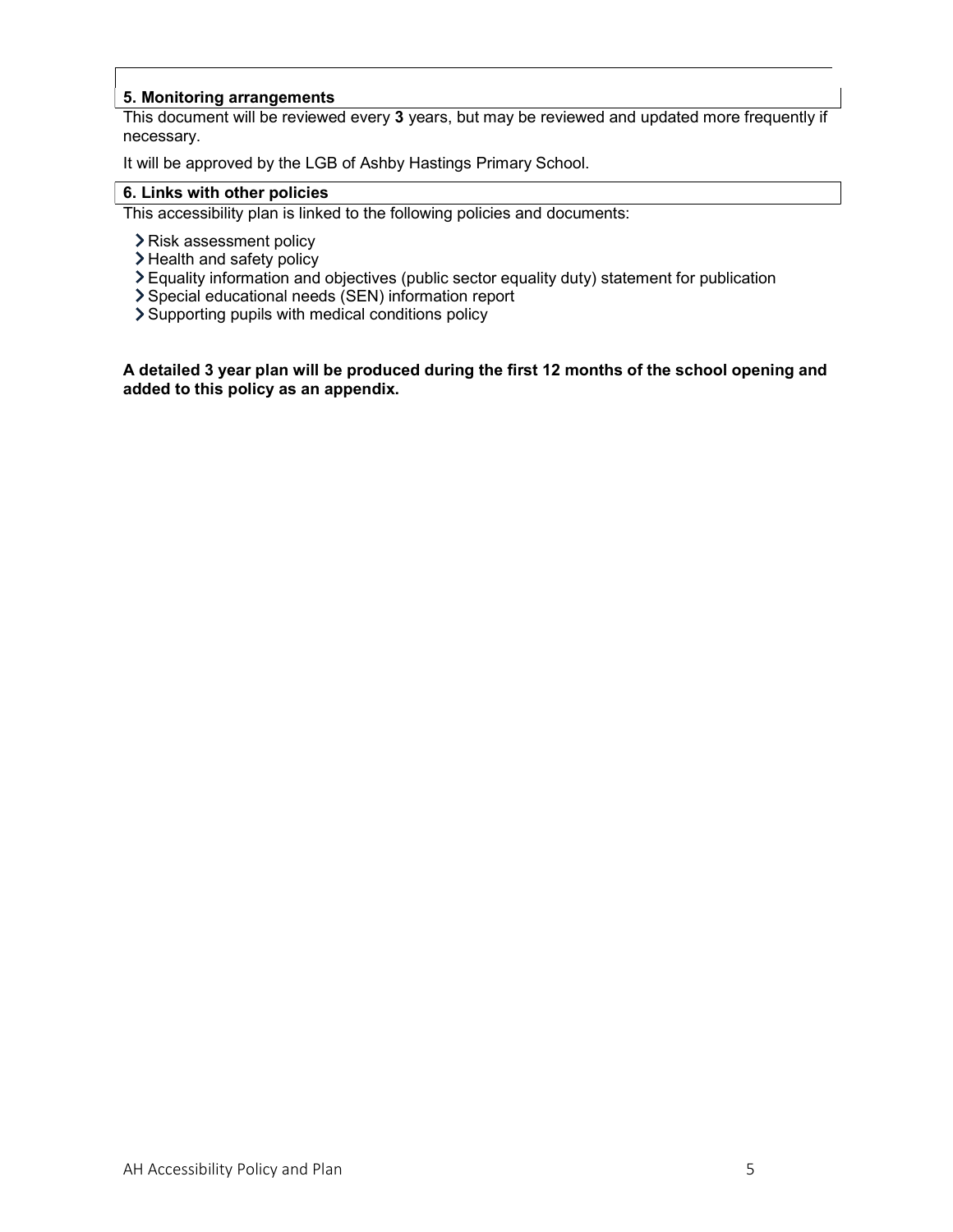## 5. Monitoring arrangements

This document will be reviewed every **3** years, but may be reviewed and updated more frequently if necessary.

It will be approved by the LGB of Ashby Hastings Primary School.

## 6. Links with other policies

This accessibility plan is linked to the following policies and documents:

- Risk assessment policy
- Health and safety policy
- Equality information and objectives (public sector equality duty) statement for publication
- Special educational needs (SEN) information report
- Supporting pupils with medical conditions policy

**A detailed 3 year plan will be produced during the first 12 months of the school opening and added to this policy as an appendix.**